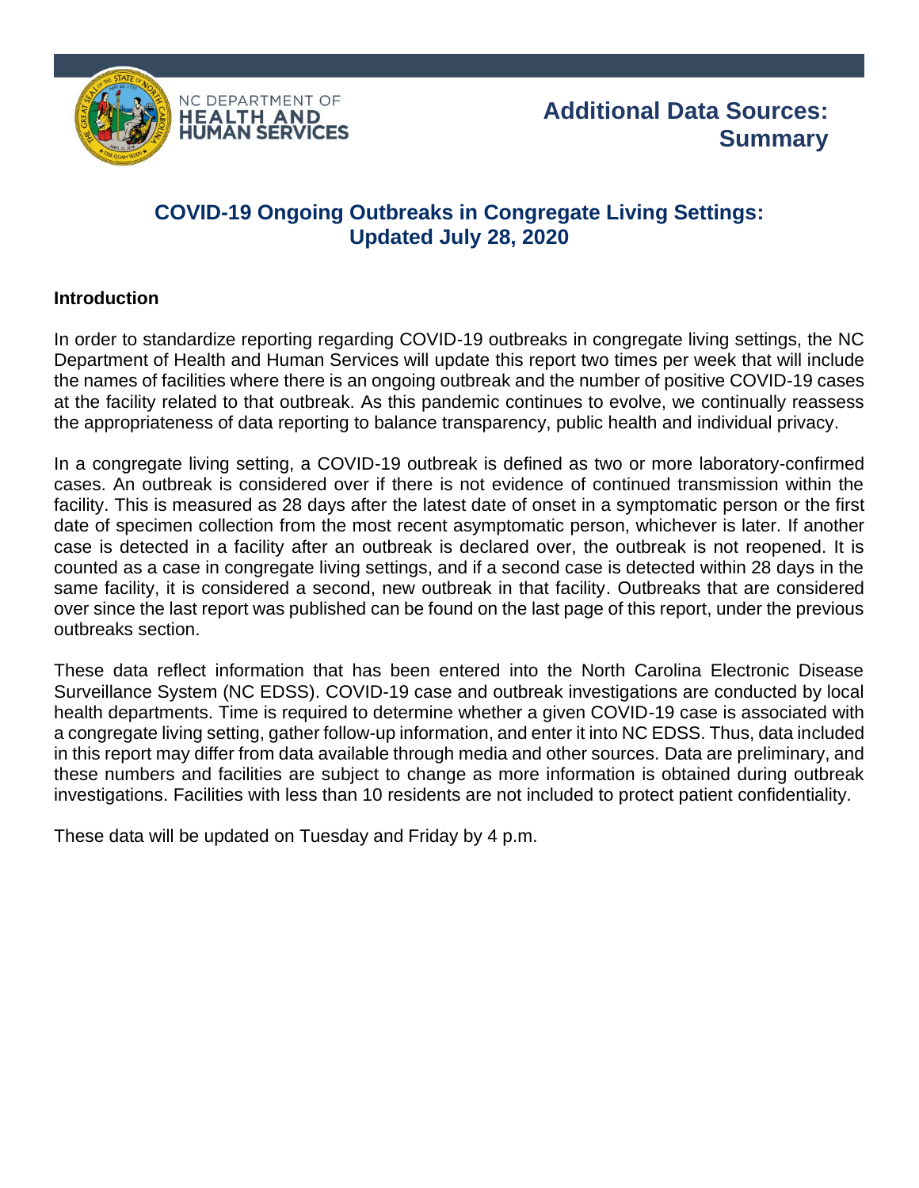NC DEPARTMENT OF
**HEALTH AND HUMAN SERVICES**

# Additional Data Sources: Summary

## COVID-19 Ongoing Outbreaks in Congregate Living Settings: Updated July 28, 2020

### Introduction

In order to standardize reporting regarding COVID-19 outbreaks in congregate living settings, the NC Department of Health and Human Services will update this report two times per week that will include the names of facilities where there is an ongoing outbreak and the number of positive COVID-19 cases at the facility related to that outbreak. As this pandemic continues to evolve, we continually reassess the appropriateness of data reporting to balance transparency, public health and individual privacy.

In a congregate living setting, a COVID-19 outbreak is defined as two or more laboratory-confirmed cases. An outbreak is considered over if there is not evidence of continued transmission within the facility. This is measured as 28 days after the latest date of onset in a symptomatic person or the first date of specimen collection from the most recent asymptomatic person, whichever is later. If another case is detected in a facility after an outbreak is declared over, the outbreak is not reopened. It is counted as a case in congregate living settings, and if a second case is detected within 28 days in the same facility, it is considered a second, new outbreak in that facility. Outbreaks that are considered over since the last report was published can be found on the last page of this report, under the previous outbreaks section.

These data reflect information that has been entered into the North Carolina Electronic Disease Surveillance System (NC EDSS). COVID-19 case and outbreak investigations are conducted by local health departments. Time is required to determine whether a given COVID-19 case is associated with a congregate living setting, gather follow-up information, and enter it into NC EDSS. Thus, data included in this report may differ from data available through media and other sources. Data are preliminary, and these numbers and facilities are subject to change as more information is obtained during outbreak investigations. Facilities with less than 10 residents are not included to protect patient confidentiality.

These data will be updated on Tuesday and Friday by 4 p.m.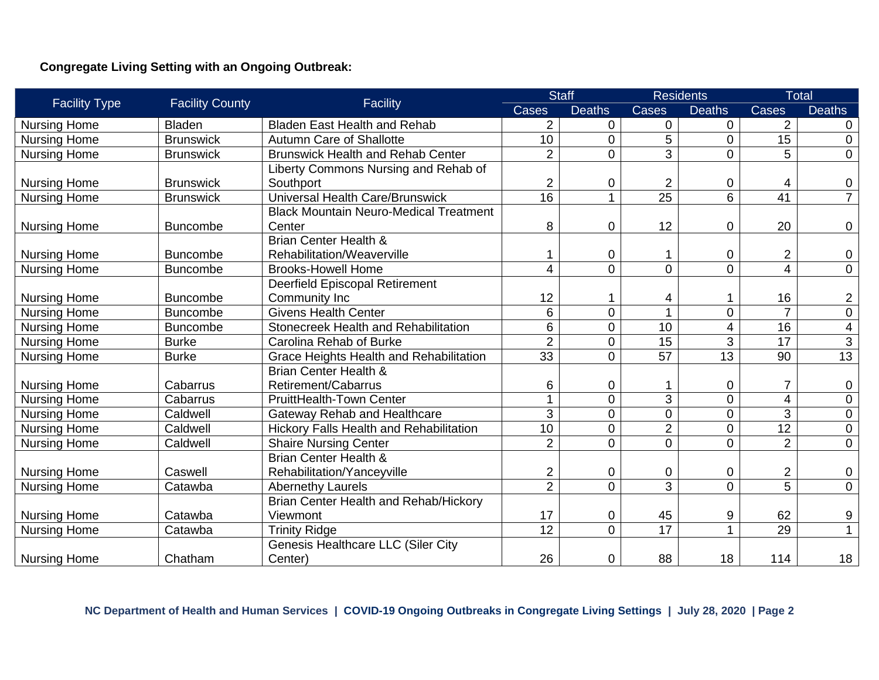**Congregate Living Setting with an Ongoing Outbreak:**

| Facility Type | Facility County | Facility | Staff | | Residents | | Total | |
|---|---|---|---|---|---|---|---|---|
| | | | Cases | Deaths | Cases | Deaths | Cases | Deaths |
| Nursing Home | Bladen | Bladen East Health and Rehab | 2 | 0 | 0 | 0 | 2 | 0 |
| Nursing Home | Brunswick | Autumn Care of Shallotte | 10 | 0 | 5 | 0 | 15 | 0 |
| Nursing Home | Brunswick | Brunswick Health and Rehab Center | 2 | 0 | 3 | 0 | 5 | 0 |
| Nursing Home | Brunswick | Liberty Commons Nursing and Rehab of Southport | 2 | 0 | 2 | 0 | 4 | 0 |
| Nursing Home | Brunswick | Universal Health Care/Brunswick | 16 | 1 | 25 | 6 | 41 | 7 |
| Nursing Home | Buncombe | Black Mountain Neuro-Medical Treatment Center | 8 | 0 | 12 | 0 | 20 | 0 |
| Nursing Home | Buncombe | Brian Center Health & Rehabilitation/Weaverville | 1 | 0 | 1 | 0 | 2 | 0 |
| Nursing Home | Buncombe | Brooks-Howell Home | 4 | 0 | 0 | 0 | 4 | 0 |
| Nursing Home | Buncombe | Deerfield Episcopal Retirement Community Inc | 12 | 1 | 4 | 1 | 16 | 2 |
| Nursing Home | Buncombe | Givens Health Center | 6 | 0 | 1 | 0 | 7 | 0 |
| Nursing Home | Buncombe | Stonecreek Health and Rehabilitation | 6 | 0 | 10 | 4 | 16 | 4 |
| Nursing Home | Burke | Carolina Rehab of Burke | 2 | 0 | 15 | 3 | 17 | 3 |
| Nursing Home | Burke | Grace Heights Health and Rehabilitation | 33 | 0 | 57 | 13 | 90 | 13 |
| Nursing Home | Cabarrus | Brian Center Health & Retirement/Cabarrus | 6 | 0 | 1 | 0 | 7 | 0 |
| Nursing Home | Cabarrus | PruittHealth-Town Center | 1 | 0 | 3 | 0 | 4 | 0 |
| Nursing Home | Caldwell | Gateway Rehab and Healthcare | 3 | 0 | 0 | 0 | 3 | 0 |
| Nursing Home | Caldwell | Hickory Falls Health and Rehabilitation | 10 | 0 | 2 | 0 | 12 | 0 |
| Nursing Home | Caldwell | Shaire Nursing Center | 2 | 0 | 0 | 0 | 2 | 0 |
| Nursing Home | Caswell | Brian Center Health & Rehabilitation/Yanceyville | 2 | 0 | 0 | 0 | 2 | 0 |
| Nursing Home | Catawba | Abernethy Laurels | 2 | 0 | 3 | 0 | 5 | 0 |
| Nursing Home | Catawba | Brian Center Health and Rehab/Hickory Viewmont | 17 | 0 | 45 | 9 | 62 | 9 |
| Nursing Home | Catawba | Trinity Ridge | 12 | 0 | 17 | 1 | 29 | 1 |
| Nursing Home | Chatham | Genesis Healthcare LLC (Siler City Center) | 26 | 0 | 88 | 18 | 114 | 18 |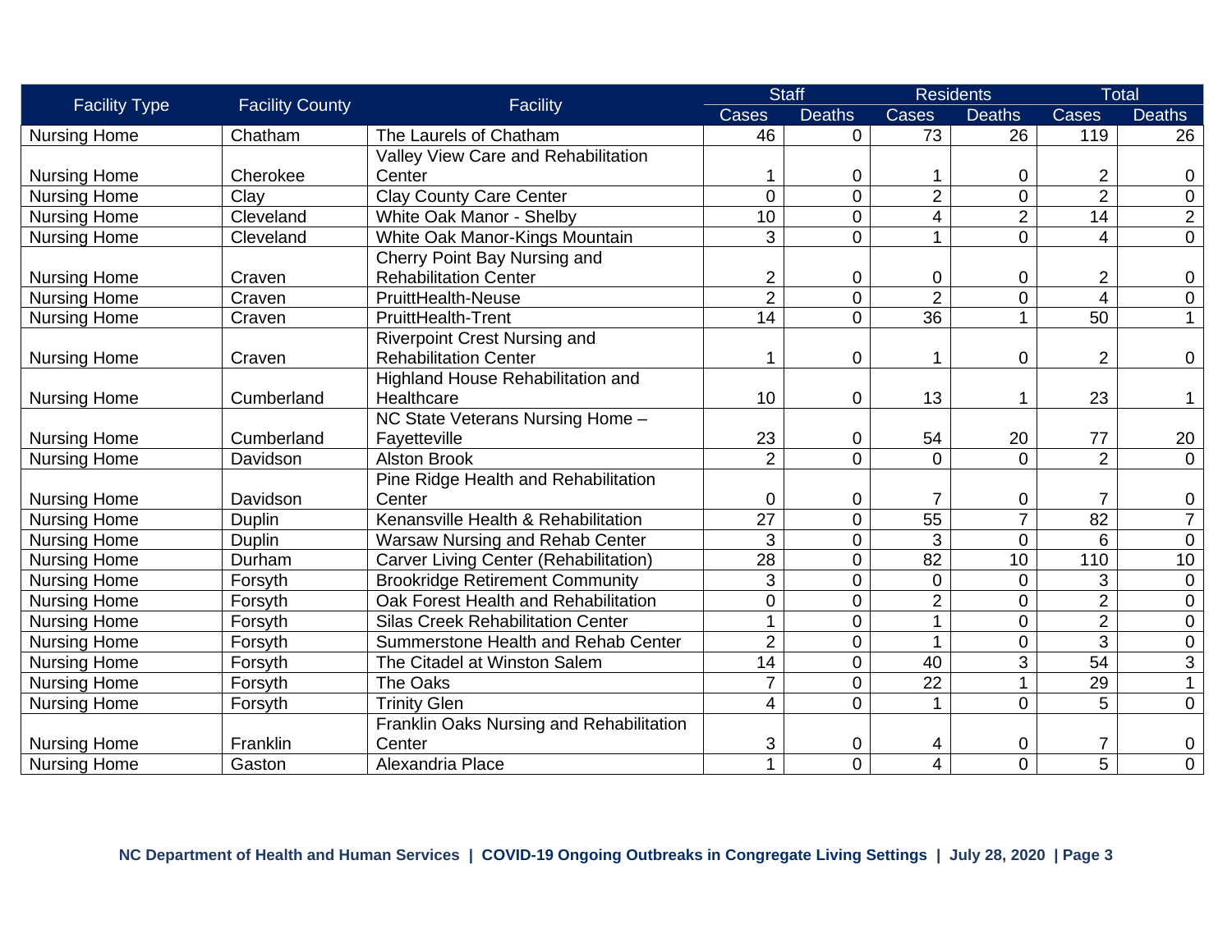| Facility Type | Facility County | Facility | Staff | | Residents | | Total | |
|---|---|---|---|---|---|---|---|---|
| | | | Cases | Deaths | Cases | Deaths | Cases | Deaths |
| Nursing Home | Chatham | The Laurels of Chatham | 46 | 0 | 73 | 26 | 119 | 26 |
| Nursing Home | Cherokee | Valley View Care and Rehabilitation Center | 1 | 0 | 1 | 0 | 2 | 0 |
| Nursing Home | Clay | Clay County Care Center | 0 | 0 | 2 | 0 | 2 | 0 |
| Nursing Home | Cleveland | White Oak Manor - Shelby | 10 | 0 | 4 | 2 | 14 | 2 |
| Nursing Home | Cleveland | White Oak Manor-Kings Mountain | 3 | 0 | 1 | 0 | 4 | 0 |
| Nursing Home | Craven | Cherry Point Bay Nursing and Rehabilitation Center | 2 | 0 | 0 | 0 | 2 | 0 |
| Nursing Home | Craven | PruittHealth-Neuse | 2 | 0 | 2 | 0 | 4 | 0 |
| Nursing Home | Craven | PruittHealth-Trent | 14 | 0 | 36 | 1 | 50 | 1 |
| Nursing Home | Craven | Riverpoint Crest Nursing and Rehabilitation Center | 1 | 0 | 1 | 0 | 2 | 0 |
| Nursing Home | Cumberland | Highland House Rehabilitation and Healthcare | 10 | 0 | 13 | 1 | 23 | 1 |
| Nursing Home | Cumberland | NC State Veterans Nursing Home – Fayetteville | 23 | 0 | 54 | 20 | 77 | 20 |
| Nursing Home | Davidson | Alston Brook | 2 | 0 | 0 | 0 | 2 | 0 |
| Nursing Home | Davidson | Pine Ridge Health and Rehabilitation Center | 0 | 0 | 7 | 0 | 7 | 0 |
| Nursing Home | Duplin | Kenansville Health & Rehabilitation | 27 | 0 | 55 | 7 | 82 | 7 |
| Nursing Home | Duplin | Warsaw Nursing and Rehab Center | 3 | 0 | 3 | 0 | 6 | 0 |
| Nursing Home | Durham | Carver Living Center (Rehabilitation) | 28 | 0 | 82 | 10 | 110 | 10 |
| Nursing Home | Forsyth | Brookridge Retirement Community | 3 | 0 | 0 | 0 | 3 | 0 |
| Nursing Home | Forsyth | Oak Forest Health and Rehabilitation | 0 | 0 | 2 | 0 | 2 | 0 |
| Nursing Home | Forsyth | Silas Creek Rehabilitation Center | 1 | 0 | 1 | 0 | 2 | 0 |
| Nursing Home | Forsyth | Summerstone Health and Rehab Center | 2 | 0 | 1 | 0 | 3 | 0 |
| Nursing Home | Forsyth | The Citadel at Winston Salem | 14 | 0 | 40 | 3 | 54 | 3 |
| Nursing Home | Forsyth | The Oaks | 7 | 0 | 22 | 1 | 29 | 1 |
| Nursing Home | Forsyth | Trinity Glen | 4 | 0 | 1 | 0 | 5 | 0 |
| Nursing Home | Franklin | Franklin Oaks Nursing and Rehabilitation Center | 3 | 0 | 4 | 0 | 7 | 0 |
| Nursing Home | Gaston | Alexandria Place | 1 | 0 | 4 | 0 | 5 | 0 |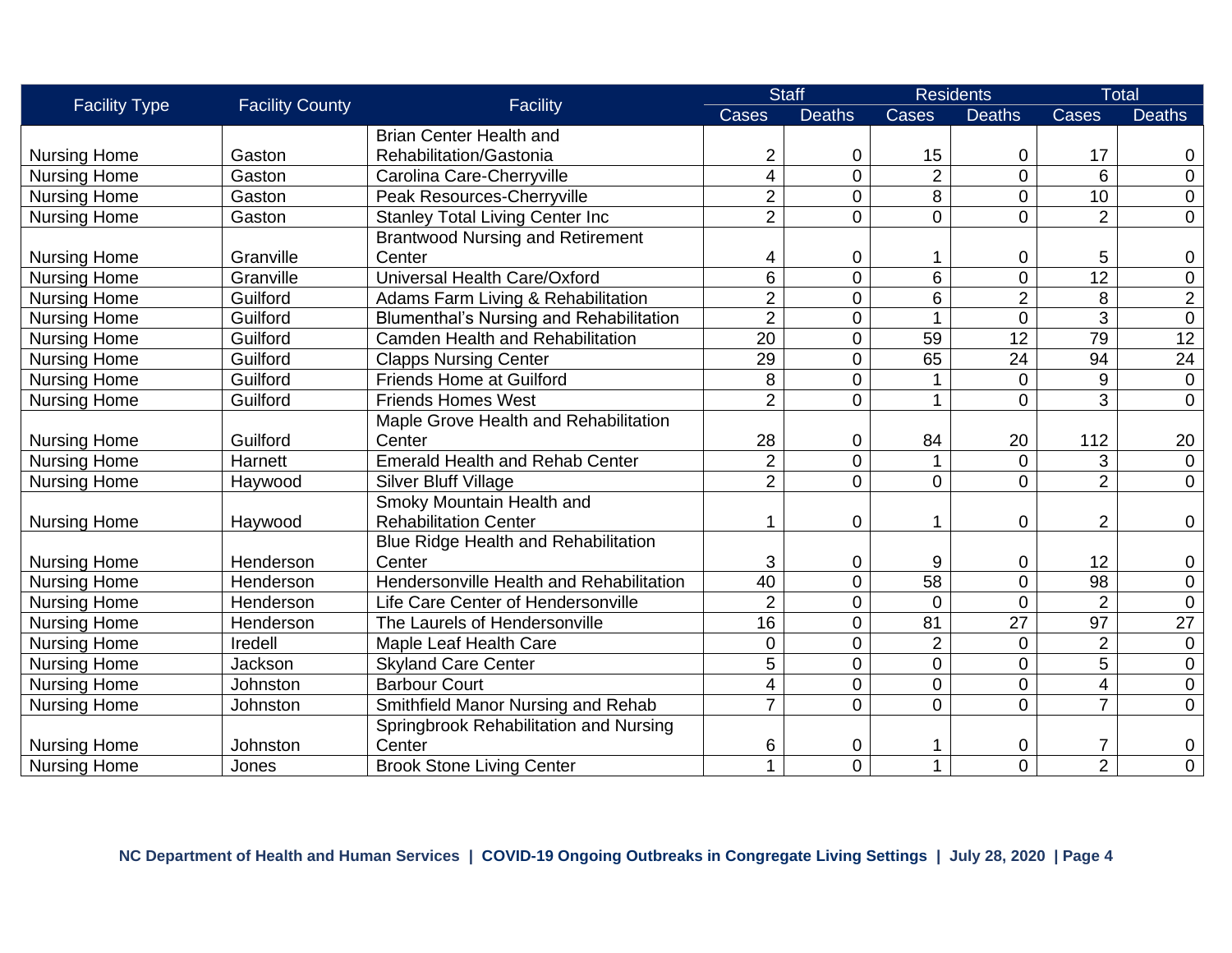| Facility Type | Facility County | Facility | Staff | | Residents | | Total | |
|---|---|---|---|---|---|---|---|---|
| | | | Cases | Deaths | Cases | Deaths | Cases | Deaths |
| Nursing Home | Gaston | Brian Center Health and Rehabilitation/Gastonia | 2 | 0 | 15 | 0 | 17 | 0 |
| Nursing Home | Gaston | Carolina Care-Cherryville | 4 | 0 | 2 | 0 | 6 | 0 |
| Nursing Home | Gaston | Peak Resources-Cherryville | 2 | 0 | 8 | 0 | 10 | 0 |
| Nursing Home | Gaston | Stanley Total Living Center Inc | 2 | 0 | 0 | 0 | 2 | 0 |
| Nursing Home | Granville | Brantwood Nursing and Retirement Center | 4 | 0 | 1 | 0 | 5 | 0 |
| Nursing Home | Granville | Universal Health Care/Oxford | 6 | 0 | 6 | 0 | 12 | 0 |
| Nursing Home | Guilford | Adams Farm Living & Rehabilitation | 2 | 0 | 6 | 2 | 8 | 2 |
| Nursing Home | Guilford | Blumenthal’s Nursing and Rehabilitation | 2 | 0 | 1 | 0 | 3 | 0 |
| Nursing Home | Guilford | Camden Health and Rehabilitation | 20 | 0 | 59 | 12 | 79 | 12 |
| Nursing Home | Guilford | Clapps Nursing Center | 29 | 0 | 65 | 24 | 94 | 24 |
| Nursing Home | Guilford | Friends Home at Guilford | 8 | 0 | 1 | 0 | 9 | 0 |
| Nursing Home | Guilford | Friends Homes West | 2 | 0 | 1 | 0 | 3 | 0 |
| Nursing Home | Guilford | Maple Grove Health and Rehabilitation Center | 28 | 0 | 84 | 20 | 112 | 20 |
| Nursing Home | Harnett | Emerald Health and Rehab Center | 2 | 0 | 1 | 0 | 3 | 0 |
| Nursing Home | Haywood | Silver Bluff Village | 2 | 0 | 0 | 0 | 2 | 0 |
| Nursing Home | Haywood | Smoky Mountain Health and Rehabilitation Center | 1 | 0 | 1 | 0 | 2 | 0 |
| Nursing Home | Henderson | Blue Ridge Health and Rehabilitation Center | 3 | 0 | 9 | 0 | 12 | 0 |
| Nursing Home | Henderson | Hendersonville Health and Rehabilitation | 40 | 0 | 58 | 0 | 98 | 0 |
| Nursing Home | Henderson | Life Care Center of Hendersonville | 2 | 0 | 0 | 0 | 2 | 0 |
| Nursing Home | Henderson | The Laurels of Hendersonville | 16 | 0 | 81 | 27 | 97 | 27 |
| Nursing Home | Iredell | Maple Leaf Health Care | 0 | 0 | 2 | 0 | 2 | 0 |
| Nursing Home | Jackson | Skyland Care Center | 5 | 0 | 0 | 0 | 5 | 0 |
| Nursing Home | Johnston | Barbour Court | 4 | 0 | 0 | 0 | 4 | 0 |
| Nursing Home | Johnston | Smithfield Manor Nursing and Rehab | 7 | 0 | 0 | 0 | 7 | 0 |
| Nursing Home | Johnston | Springbrook Rehabilitation and Nursing Center | 6 | 0 | 1 | 0 | 7 | 0 |
| Nursing Home | Jones | Brook Stone Living Center | 1 | 0 | 1 | 0 | 2 | 0 |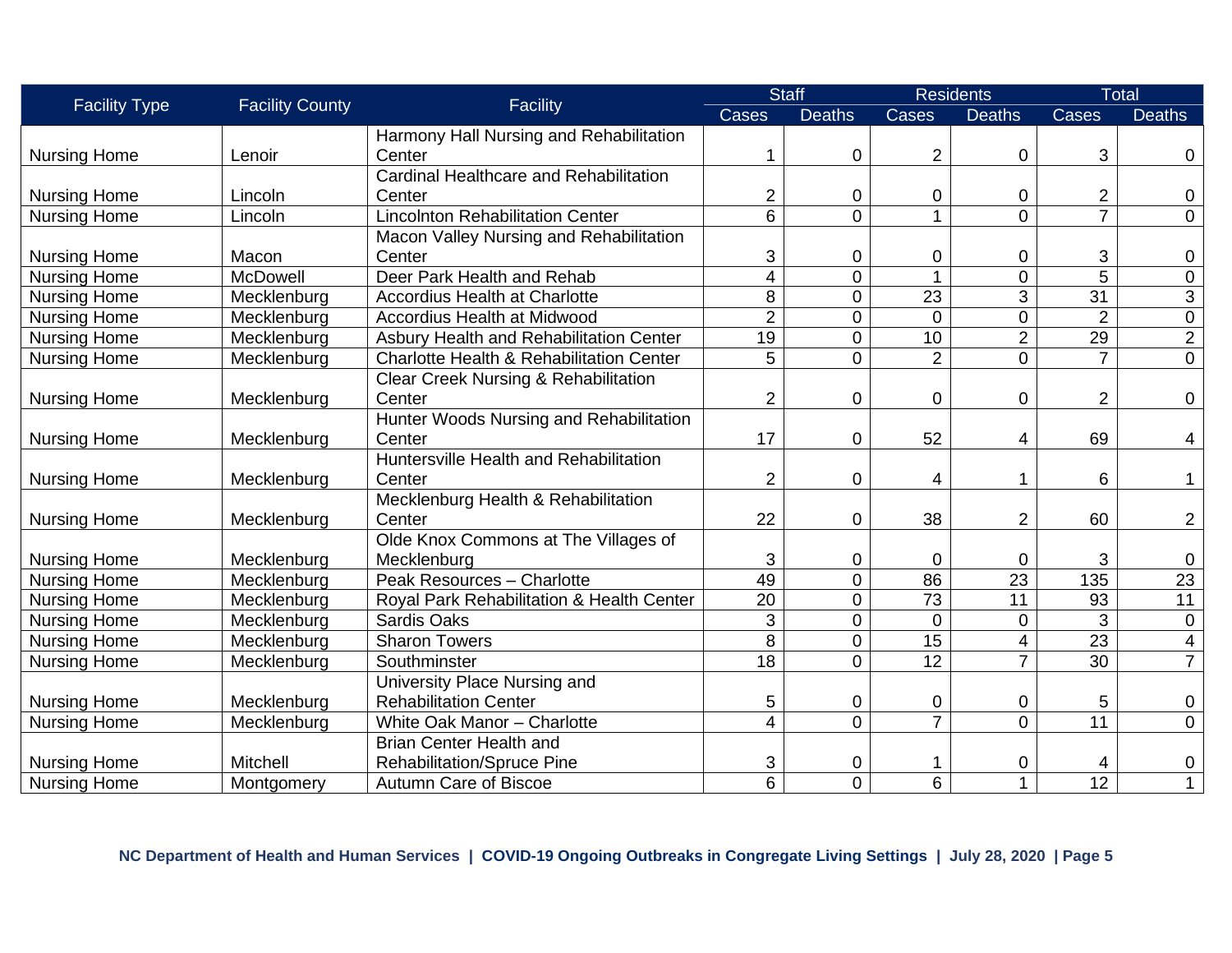| Facility Type | Facility County | Facility | Staff | | Residents | | Total | |
|---|---|---|---|---|---|---|---|---|
| | | | Cases | Deaths | Cases | Deaths | Cases | Deaths |
| Nursing Home | Lenoir | Harmony Hall Nursing and Rehabilitation Center | 1 | 0 | 2 | 0 | 3 | 0 |
| Nursing Home | Lincoln | Cardinal Healthcare and Rehabilitation Center | 2 | 0 | 0 | 0 | 2 | 0 |
| Nursing Home | Lincoln | Lincolnton Rehabilitation Center | 6 | 0 | 1 | 0 | 7 | 0 |
| Nursing Home | Macon | Macon Valley Nursing and Rehabilitation Center | 3 | 0 | 0 | 0 | 3 | 0 |
| Nursing Home | McDowell | Deer Park Health and Rehab | 4 | 0 | 1 | 0 | 5 | 0 |
| Nursing Home | Mecklenburg | Accordius Health at Charlotte | 8 | 0 | 23 | 3 | 31 | 3 |
| Nursing Home | Mecklenburg | Accordius Health at Midwood | 2 | 0 | 0 | 0 | 2 | 0 |
| Nursing Home | Mecklenburg | Asbury Health and Rehabilitation Center | 19 | 0 | 10 | 2 | 29 | 2 |
| Nursing Home | Mecklenburg | Charlotte Health & Rehabilitation Center | 5 | 0 | 2 | 0 | 7 | 0 |
| Nursing Home | Mecklenburg | Clear Creek Nursing & Rehabilitation Center | 2 | 0 | 0 | 0 | 2 | 0 |
| Nursing Home | Mecklenburg | Hunter Woods Nursing and Rehabilitation Center | 17 | 0 | 52 | 4 | 69 | 4 |
| Nursing Home | Mecklenburg | Huntersville Health and Rehabilitation Center | 2 | 0 | 4 | 1 | 6 | 1 |
| Nursing Home | Mecklenburg | Mecklenburg Health & Rehabilitation Center | 22 | 0 | 38 | 2 | 60 | 2 |
| Nursing Home | Mecklenburg | Olde Knox Commons at The Villages of Mecklenburg | 3 | 0 | 0 | 0 | 3 | 0 |
| Nursing Home | Mecklenburg | Peak Resources – Charlotte | 49 | 0 | 86 | 23 | 135 | 23 |
| Nursing Home | Mecklenburg | Royal Park Rehabilitation & Health Center | 20 | 0 | 73 | 11 | 93 | 11 |
| Nursing Home | Mecklenburg | Sardis Oaks | 3 | 0 | 0 | 0 | 3 | 0 |
| Nursing Home | Mecklenburg | Sharon Towers | 8 | 0 | 15 | 4 | 23 | 4 |
| Nursing Home | Mecklenburg | Southminster | 18 | 0 | 12 | 7 | 30 | 7 |
| Nursing Home | Mecklenburg | University Place Nursing and Rehabilitation Center | 5 | 0 | 0 | 0 | 5 | 0 |
| Nursing Home | Mecklenburg | White Oak Manor – Charlotte | 4 | 0 | 7 | 0 | 11 | 0 |
| Nursing Home | Mitchell | Brian Center Health and Rehabilitation/Spruce Pine | 3 | 0 | 1 | 0 | 4 | 0 |
| Nursing Home | Montgomery | Autumn Care of Biscoe | 6 | 0 | 6 | 1 | 12 | 1 |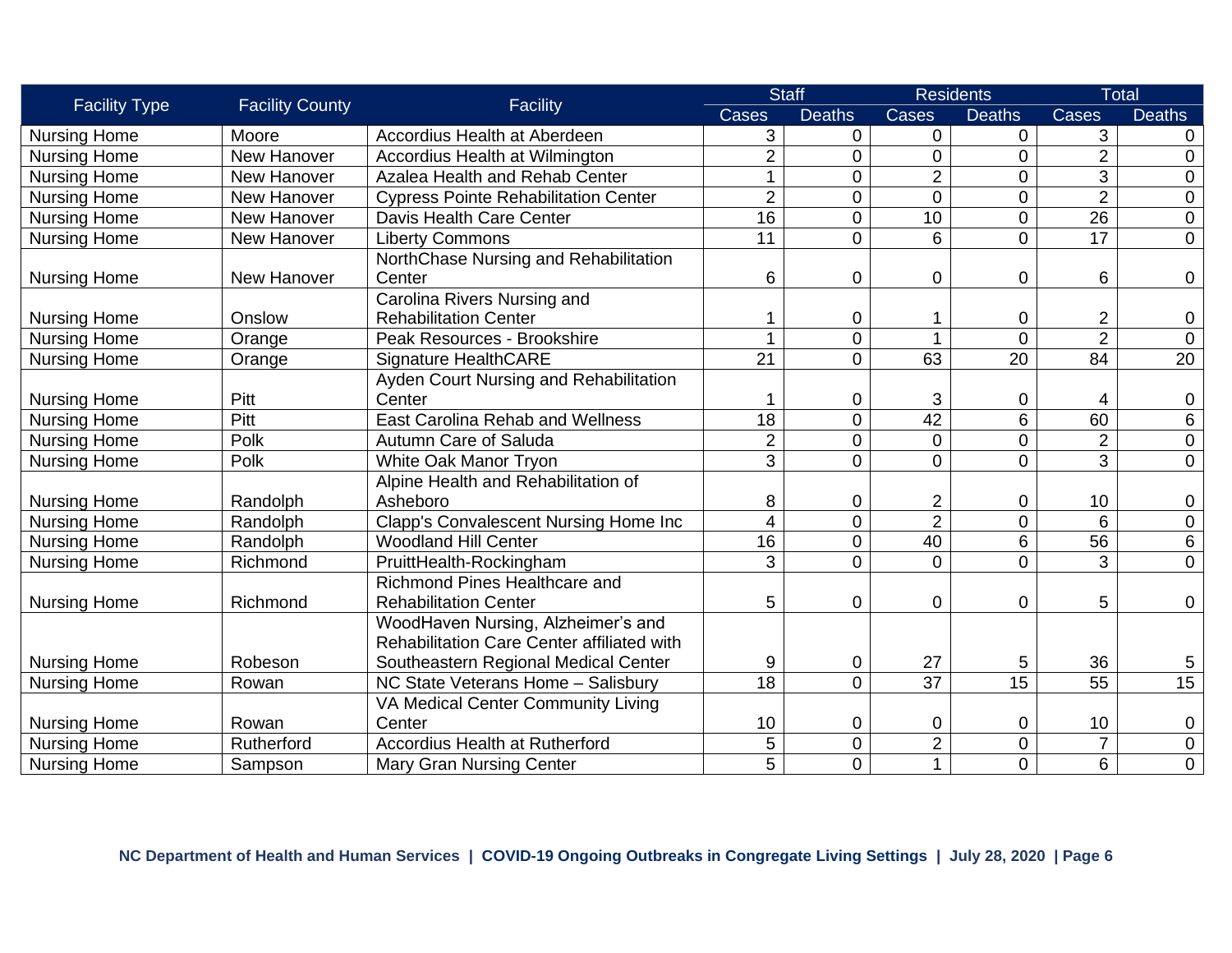| Facility Type | Facility County | Facility | Staff | | Residents | | Total | |
|---|---|---|---|---|---|---|---|---|
| | | | Cases | Deaths | Cases | Deaths | Cases | Deaths |
| Nursing Home | Moore | Accordius Health at Aberdeen | 3 | 0 | 0 | 0 | 3 | 0 |
| Nursing Home | New Hanover | Accordius Health at Wilmington | 2 | 0 | 0 | 0 | 2 | 0 |
| Nursing Home | New Hanover | Azalea Health and Rehab Center | 1 | 0 | 2 | 0 | 3 | 0 |
| Nursing Home | New Hanover | Cypress Pointe Rehabilitation Center | 2 | 0 | 0 | 0 | 2 | 0 |
| Nursing Home | New Hanover | Davis Health Care Center | 16 | 0 | 10 | 0 | 26 | 0 |
| Nursing Home | New Hanover | Liberty Commons | 11 | 0 | 6 | 0 | 17 | 0 |
| Nursing Home | New Hanover | NorthChase Nursing and Rehabilitation Center | 6 | 0 | 0 | 0 | 6 | 0 |
| Nursing Home | Onslow | Carolina Rivers Nursing and Rehabilitation Center | 1 | 0 | 1 | 0 | 2 | 0 |
| Nursing Home | Orange | Peak Resources - Brookshire | 1 | 0 | 1 | 0 | 2 | 0 |
| Nursing Home | Orange | Signature HealthCARE | 21 | 0 | 63 | 20 | 84 | 20 |
| Nursing Home | Pitt | Ayden Court Nursing and Rehabilitation Center | 1 | 0 | 3 | 0 | 4 | 0 |
| Nursing Home | Pitt | East Carolina Rehab and Wellness | 18 | 0 | 42 | 6 | 60 | 6 |
| Nursing Home | Polk | Autumn Care of Saluda | 2 | 0 | 0 | 0 | 2 | 0 |
| Nursing Home | Polk | White Oak Manor Tryon | 3 | 0 | 0 | 0 | 3 | 0 |
| Nursing Home | Randolph | Alpine Health and Rehabilitation of Asheboro | 8 | 0 | 2 | 0 | 10 | 0 |
| Nursing Home | Randolph | Clapp's Convalescent Nursing Home Inc | 4 | 0 | 2 | 0 | 6 | 0 |
| Nursing Home | Randolph | Woodland Hill Center | 16 | 0 | 40 | 6 | 56 | 6 |
| Nursing Home | Richmond | PruittHealth-Rockingham | 3 | 0 | 0 | 0 | 3 | 0 |
| Nursing Home | Richmond | Richmond Pines Healthcare and Rehabilitation Center | 5 | 0 | 0 | 0 | 5 | 0 |
| Nursing Home | Robeson | WoodHaven Nursing, Alzheimer's and Rehabilitation Care Center affiliated with Southeastern Regional Medical Center | 9 | 0 | 27 | 5 | 36 | 5 |
| Nursing Home | Rowan | NC State Veterans Home – Salisbury | 18 | 0 | 37 | 15 | 55 | 15 |
| Nursing Home | Rowan | VA Medical Center Community Living Center | 10 | 0 | 0 | 0 | 10 | 0 |
| Nursing Home | Rutherford | Accordius Health at Rutherford | 5 | 0 | 2 | 0 | 7 | 0 |
| Nursing Home | Sampson | Mary Gran Nursing Center | 5 | 0 | 1 | 0 | 6 | 0 |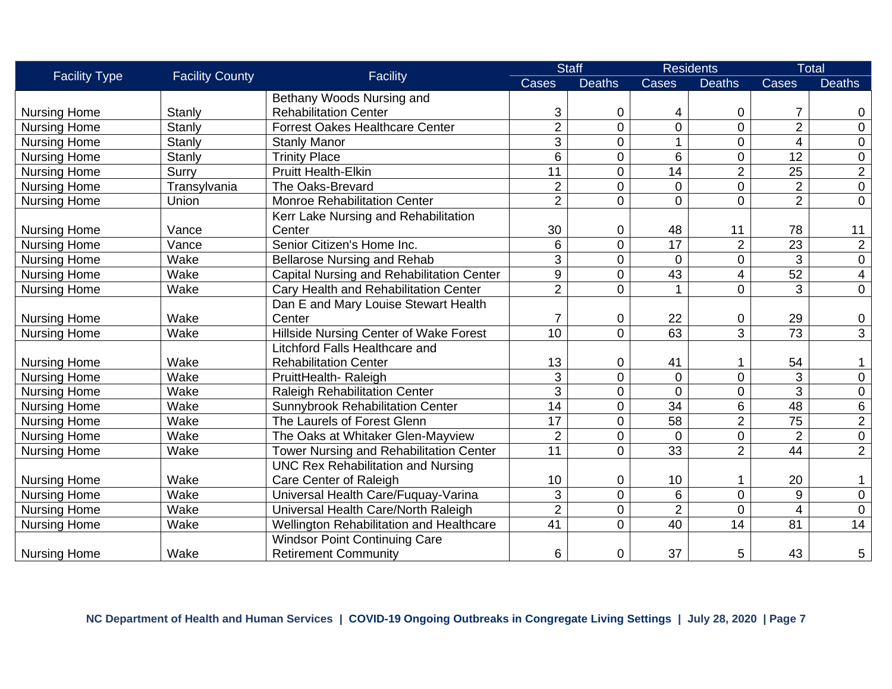| Facility Type | Facility County | Facility | Staff | | Residents | | Total | |
|---|---|---|---|---|---|---|---|---|
| | | | Cases | Deaths | Cases | Deaths | Cases | Deaths |
| Nursing Home | Stanly | Bethany Woods Nursing and Rehabilitation Center | 3 | 0 | 4 | 0 | 7 | 0 |
| Nursing Home | Stanly | Forrest Oakes Healthcare Center | 2 | 0 | 0 | 0 | 2 | 0 |
| Nursing Home | Stanly | Stanly Manor | 3 | 0 | 1 | 0 | 4 | 0 |
| Nursing Home | Stanly | Trinity Place | 6 | 0 | 6 | 0 | 12 | 0 |
| Nursing Home | Surry | Pruitt Health-Elkin | 11 | 0 | 14 | 2 | 25 | 2 |
| Nursing Home | Transylvania | The Oaks-Brevard | 2 | 0 | 0 | 0 | 2 | 0 |
| Nursing Home | Union | Monroe Rehabilitation Center | 2 | 0 | 0 | 0 | 2 | 0 |
| Nursing Home | Vance | Kerr Lake Nursing and Rehabilitation Center | 30 | 0 | 48 | 11 | 78 | 11 |
| Nursing Home | Vance | Senior Citizen's Home Inc. | 6 | 0 | 17 | 2 | 23 | 2 |
| Nursing Home | Wake | Bellarose Nursing and Rehab | 3 | 0 | 0 | 0 | 3 | 0 |
| Nursing Home | Wake | Capital Nursing and Rehabilitation Center | 9 | 0 | 43 | 4 | 52 | 4 |
| Nursing Home | Wake | Cary Health and Rehabilitation Center | 2 | 0 | 1 | 0 | 3 | 0 |
| Nursing Home | Wake | Dan E and Mary Louise Stewart Health Center | 7 | 0 | 22 | 0 | 29 | 0 |
| Nursing Home | Wake | Hillside Nursing Center of Wake Forest | 10 | 0 | 63 | 3 | 73 | 3 |
| Nursing Home | Wake | Litchford Falls Healthcare and Rehabilitation Center | 13 | 0 | 41 | 1 | 54 | 1 |
| Nursing Home | Wake | PruittHealth- Raleigh | 3 | 0 | 0 | 0 | 3 | 0 |
| Nursing Home | Wake | Raleigh Rehabilitation Center | 3 | 0 | 0 | 0 | 3 | 0 |
| Nursing Home | Wake | Sunnybrook Rehabilitation Center | 14 | 0 | 34 | 6 | 48 | 6 |
| Nursing Home | Wake | The Laurels of Forest Glenn | 17 | 0 | 58 | 2 | 75 | 2 |
| Nursing Home | Wake | The Oaks at Whitaker Glen-Mayview | 2 | 0 | 0 | 0 | 2 | 0 |
| Nursing Home | Wake | Tower Nursing and Rehabilitation Center | 11 | 0 | 33 | 2 | 44 | 2 |
| Nursing Home | Wake | UNC Rex Rehabilitation and Nursing Care Center of Raleigh | 10 | 0 | 10 | 1 | 20 | 1 |
| Nursing Home | Wake | Universal Health Care/Fuquay-Varina | 3 | 0 | 6 | 0 | 9 | 0 |
| Nursing Home | Wake | Universal Health Care/North Raleigh | 2 | 0 | 2 | 0 | 4 | 0 |
| Nursing Home | Wake | Wellington Rehabilitation and Healthcare | 41 | 0 | 40 | 14 | 81 | 14 |
| Nursing Home | Wake | Windsor Point Continuing Care Retirement Community | 6 | 0 | 37 | 5 | 43 | 5 |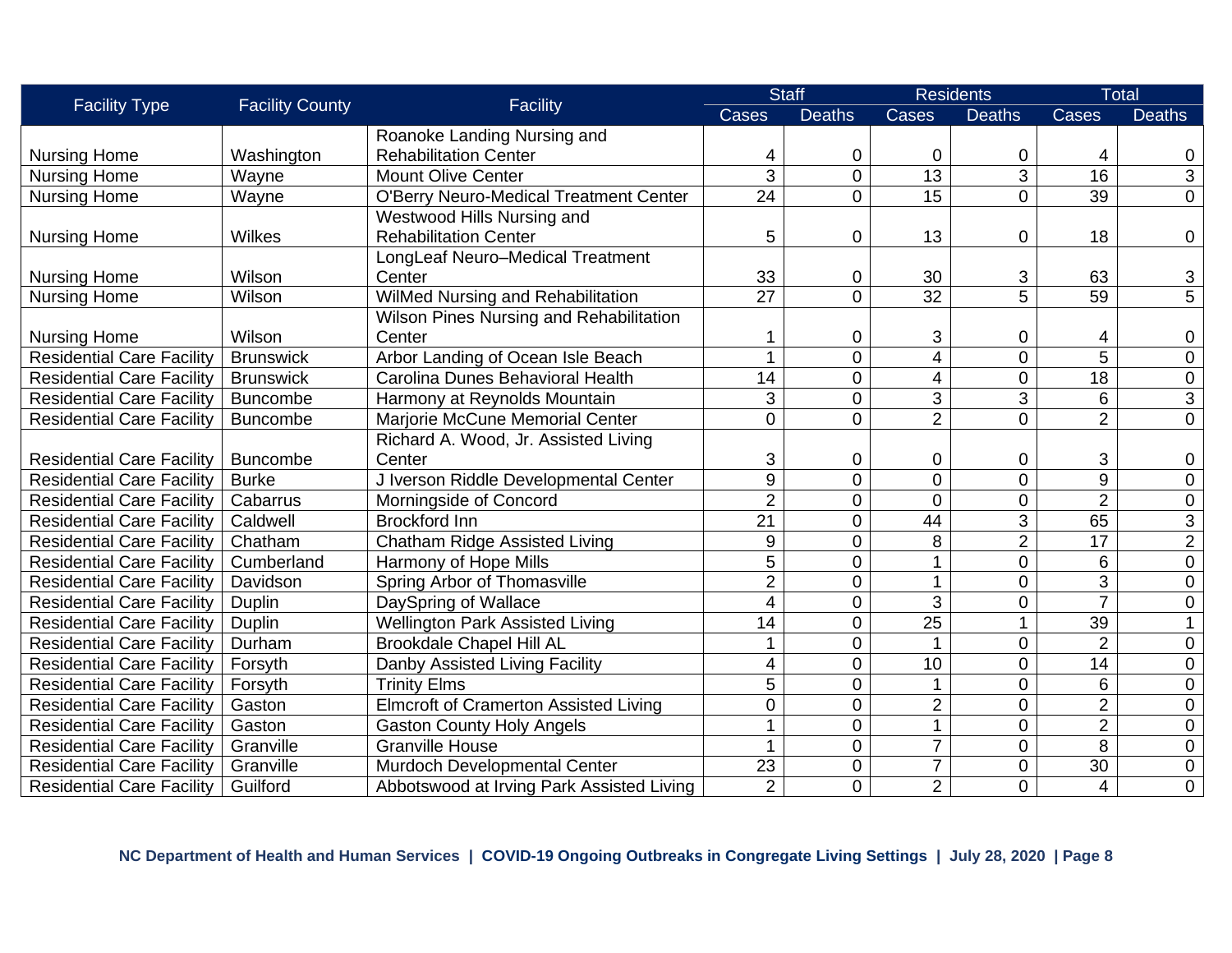| Facility Type | Facility County | Facility | Staff | | Residents | | Total | |
|---|---|---|---|---|---|---|---|---|
| | | | Cases | Deaths | Cases | Deaths | Cases | Deaths |
| Nursing Home | Washington | Roanoke Landing Nursing and Rehabilitation Center | 4 | 0 | 0 | 0 | 4 | 0 |
| Nursing Home | Wayne | Mount Olive Center | 3 | 0 | 13 | 3 | 16 | 3 |
| Nursing Home | Wayne | O'Berry Neuro-Medical Treatment Center | 24 | 0 | 15 | 0 | 39 | 0 |
| Nursing Home | Wilkes | Westwood Hills Nursing and Rehabilitation Center | 5 | 0 | 13 | 0 | 18 | 0 |
| Nursing Home | Wilson | LongLeaf Neuro–Medical Treatment Center | 33 | 0 | 30 | 3 | 63 | 3 |
| Nursing Home | Wilson | WilMed Nursing and Rehabilitation | 27 | 0 | 32 | 5 | 59 | 5 |
| Nursing Home | Wilson | Wilson Pines Nursing and Rehabilitation Center | 1 | 0 | 3 | 0 | 4 | 0 |
| Residential Care Facility | Brunswick | Arbor Landing of Ocean Isle Beach | 1 | 0 | 4 | 0 | 5 | 0 |
| Residential Care Facility | Brunswick | Carolina Dunes Behavioral Health | 14 | 0 | 4 | 0 | 18 | 0 |
| Residential Care Facility | Buncombe | Harmony at Reynolds Mountain | 3 | 0 | 3 | 3 | 6 | 3 |
| Residential Care Facility | Buncombe | Marjorie McCune Memorial Center | 0 | 0 | 2 | 0 | 2 | 0 |
| Residential Care Facility | Buncombe | Richard A. Wood, Jr. Assisted Living Center | 3 | 0 | 0 | 0 | 3 | 0 |
| Residential Care Facility | Burke | J Iverson Riddle Developmental Center | 9 | 0 | 0 | 0 | 9 | 0 |
| Residential Care Facility | Cabarrus | Morningside of Concord | 2 | 0 | 0 | 0 | 2 | 0 |
| Residential Care Facility | Caldwell | Brockford Inn | 21 | 0 | 44 | 3 | 65 | 3 |
| Residential Care Facility | Chatham | Chatham Ridge Assisted Living | 9 | 0 | 8 | 2 | 17 | 2 |
| Residential Care Facility | Cumberland | Harmony of Hope Mills | 5 | 0 | 1 | 0 | 6 | 0 |
| Residential Care Facility | Davidson | Spring Arbor of Thomasville | 2 | 0 | 1 | 0 | 3 | 0 |
| Residential Care Facility | Duplin | DaySpring of Wallace | 4 | 0 | 3 | 0 | 7 | 0 |
| Residential Care Facility | Duplin | Wellington Park Assisted Living | 14 | 0 | 25 | 1 | 39 | 1 |
| Residential Care Facility | Durham | Brookdale Chapel Hill AL | 1 | 0 | 1 | 0 | 2 | 0 |
| Residential Care Facility | Forsyth | Danby Assisted Living Facility | 4 | 0 | 10 | 0 | 14 | 0 |
| Residential Care Facility | Forsyth | Trinity Elms | 5 | 0 | 1 | 0 | 6 | 0 |
| Residential Care Facility | Gaston | Elmcroft of Cramerton Assisted Living | 0 | 0 | 2 | 0 | 2 | 0 |
| Residential Care Facility | Gaston | Gaston County Holy Angels | 1 | 0 | 1 | 0 | 2 | 0 |
| Residential Care Facility | Granville | Granville House | 1 | 0 | 7 | 0 | 8 | 0 |
| Residential Care Facility | Granville | Murdoch Developmental Center | 23 | 0 | 7 | 0 | 30 | 0 |
| Residential Care Facility | Guilford | Abbotswood at Irving Park Assisted Living | 2 | 0 | 2 | 0 | 4 | 0 |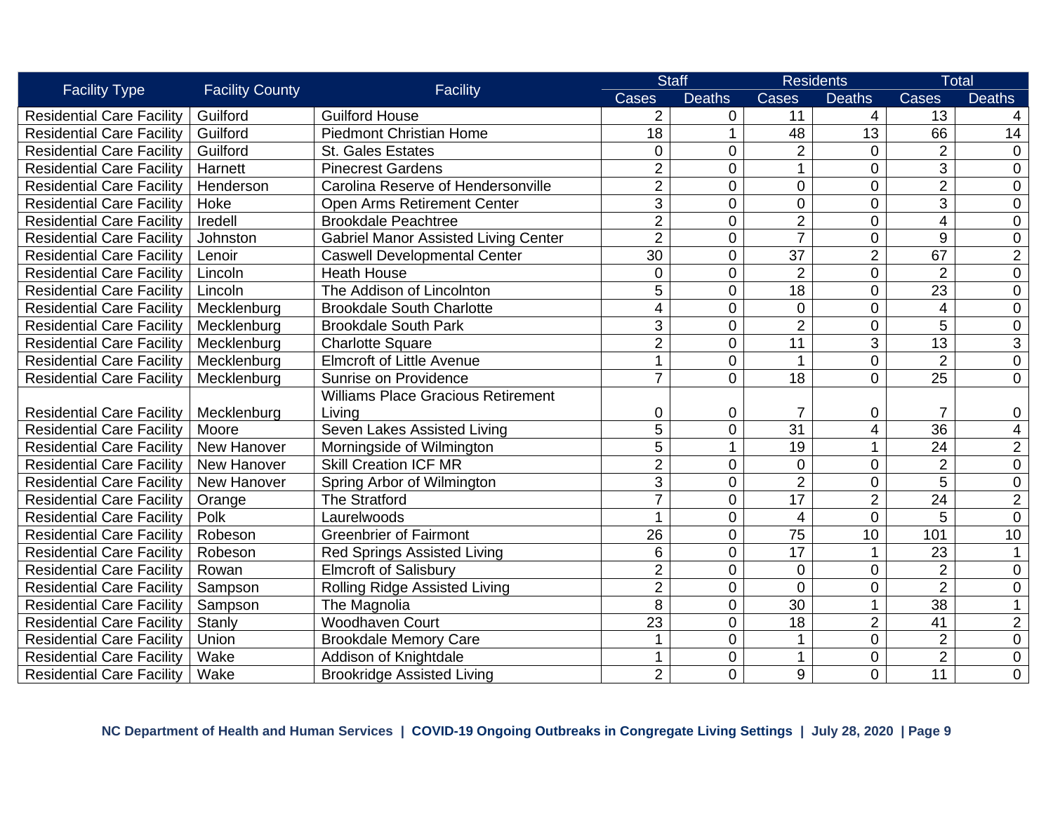| Facility Type | Facility County | Facility | Staff | | Residents | | Total | |
|---|---|---|---|---|---|---|---|---|
| | | | Cases | Deaths | Cases | Deaths | Cases | Deaths |
| Residential Care Facility | Guilford | Guilford House | 2 | 0 | 11 | 4 | 13 | 4 |
| Residential Care Facility | Guilford | Piedmont Christian Home | 18 | 1 | 48 | 13 | 66 | 14 |
| Residential Care Facility | Guilford | St. Gales Estates | 0 | 0 | 2 | 0 | 2 | 0 |
| Residential Care Facility | Harnett | Pinecrest Gardens | 2 | 0 | 1 | 0 | 3 | 0 |
| Residential Care Facility | Henderson | Carolina Reserve of Hendersonville | 2 | 0 | 0 | 0 | 2 | 0 |
| Residential Care Facility | Hoke | Open Arms Retirement Center | 3 | 0 | 0 | 0 | 3 | 0 |
| Residential Care Facility | Iredell | Brookdale Peachtree | 2 | 0 | 2 | 0 | 4 | 0 |
| Residential Care Facility | Johnston | Gabriel Manor Assisted Living Center | 2 | 0 | 7 | 0 | 9 | 0 |
| Residential Care Facility | Lenoir | Caswell Developmental Center | 30 | 0 | 37 | 2 | 67 | 2 |
| Residential Care Facility | Lincoln | Heath House | 0 | 0 | 2 | 0 | 2 | 0 |
| Residential Care Facility | Lincoln | The Addison of Lincolnton | 5 | 0 | 18 | 0 | 23 | 0 |
| Residential Care Facility | Mecklenburg | Brookdale South Charlotte | 4 | 0 | 0 | 0 | 4 | 0 |
| Residential Care Facility | Mecklenburg | Brookdale South Park | 3 | 0 | 2 | 0 | 5 | 0 |
| Residential Care Facility | Mecklenburg | Charlotte Square | 2 | 0 | 11 | 3 | 13 | 3 |
| Residential Care Facility | Mecklenburg | Elmcroft of Little Avenue | 1 | 0 | 1 | 0 | 2 | 0 |
| Residential Care Facility | Mecklenburg | Sunrise on Providence | 7 | 0 | 18 | 0 | 25 | 0 |
| Residential Care Facility | Mecklenburg | Williams Place Gracious Retirement Living | 0 | 0 | 7 | 0 | 7 | 0 |
| Residential Care Facility | Moore | Seven Lakes Assisted Living | 5 | 0 | 31 | 4 | 36 | 4 |
| Residential Care Facility | New Hanover | Morningside of Wilmington | 5 | 1 | 19 | 1 | 24 | 2 |
| Residential Care Facility | New Hanover | Skill Creation ICF MR | 2 | 0 | 0 | 0 | 2 | 0 |
| Residential Care Facility | New Hanover | Spring Arbor of Wilmington | 3 | 0 | 2 | 0 | 5 | 0 |
| Residential Care Facility | Orange | The Stratford | 7 | 0 | 17 | 2 | 24 | 2 |
| Residential Care Facility | Polk | Laurelwoods | 1 | 0 | 4 | 0 | 5 | 0 |
| Residential Care Facility | Robeson | Greenbrier of Fairmont | 26 | 0 | 75 | 10 | 101 | 10 |
| Residential Care Facility | Robeson | Red Springs Assisted Living | 6 | 0 | 17 | 1 | 23 | 1 |
| Residential Care Facility | Rowan | Elmcroft of Salisbury | 2 | 0 | 0 | 0 | 2 | 0 |
| Residential Care Facility | Sampson | Rolling Ridge Assisted Living | 2 | 0 | 0 | 0 | 2 | 0 |
| Residential Care Facility | Sampson | The Magnolia | 8 | 0 | 30 | 1 | 38 | 1 |
| Residential Care Facility | Stanly | Woodhaven Court | 23 | 0 | 18 | 2 | 41 | 2 |
| Residential Care Facility | Union | Brookdale Memory Care | 1 | 0 | 1 | 0 | 2 | 0 |
| Residential Care Facility | Wake | Addison of Knightdale | 1 | 0 | 1 | 0 | 2 | 0 |
| Residential Care Facility | Wake | Brookridge Assisted Living | 2 | 0 | 9 | 0 | 11 | 0 |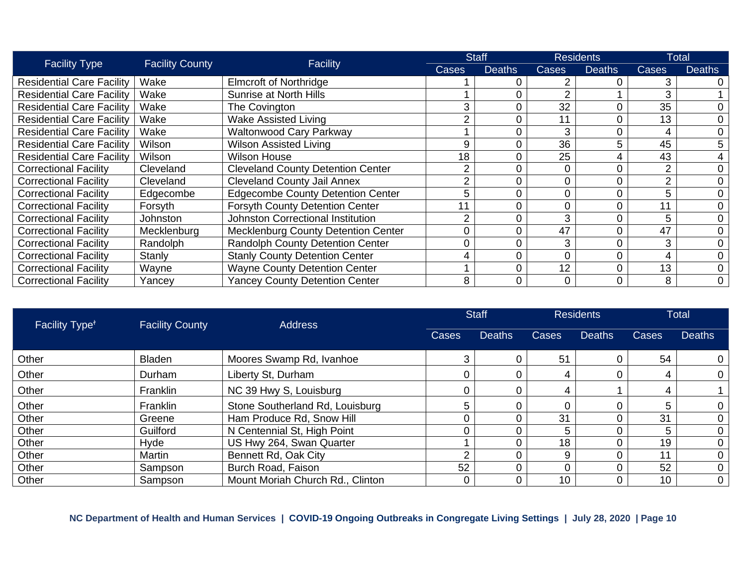| Facility Type | Facility County | Facility | Staff | | Residents | | Total | |
|---|---|---|---|---|---|---|---|---|
| | | | Cases | Deaths | Cases | Deaths | Cases | Deaths |
| Residential Care Facility | Wake | Elmcroft of Northridge | 1 | 0 | 2 | 0 | 3 | 0 |
| Residential Care Facility | Wake | Sunrise at North Hills | 1 | 0 | 2 | 1 | 3 | 1 |
| Residential Care Facility | Wake | The Covington | 3 | 0 | 32 | 0 | 35 | 0 |
| Residential Care Facility | Wake | Wake Assisted Living | 2 | 0 | 11 | 0 | 13 | 0 |
| Residential Care Facility | Wake | Waltonwood Cary Parkway | 1 | 0 | 3 | 0 | 4 | 0 |
| Residential Care Facility | Wilson | Wilson Assisted Living | 9 | 0 | 36 | 5 | 45 | 5 |
| Residential Care Facility | Wilson | Wilson House | 18 | 0 | 25 | 4 | 43 | 4 |
| Correctional Facility | Cleveland | Cleveland County Detention Center | 2 | 0 | 0 | 0 | 2 | 0 |
| Correctional Facility | Cleveland | Cleveland County Jail Annex | 2 | 0 | 0 | 0 | 2 | 0 |
| Correctional Facility | Edgecombe | Edgecombe County Detention Center | 5 | 0 | 0 | 0 | 5 | 0 |
| Correctional Facility | Forsyth | Forsyth County Detention Center | 11 | 0 | 0 | 0 | 11 | 0 |
| Correctional Facility | Johnston | Johnston Correctional Institution | 2 | 0 | 3 | 0 | 5 | 0 |
| Correctional Facility | Mecklenburg | Mecklenburg County Detention Center | 0 | 0 | 47 | 0 | 47 | 0 |
| Correctional Facility | Randolph | Randolph County Detention Center | 0 | 0 | 3 | 0 | 3 | 0 |
| Correctional Facility | Stanly | Stanly County Detention Center | 4 | 0 | 0 | 0 | 4 | 0 |
| Correctional Facility | Wayne | Wayne County Detention Center | 1 | 0 | 12 | 0 | 13 | 0 |
| Correctional Facility | Yancey | Yancey County Detention Center | 8 | 0 | 0 | 0 | 8 | 0 |

| Facility Type[ǂ] | Facility County | Address | Staff | | Residents | | Total | |
|---|---|---|---|---|---|---|---|---|
| | | | Cases | Deaths | Cases | Deaths | Cases | Deaths |
| Other | Bladen | Moores Swamp Rd, Ivanhoe | 3 | 0 | 51 | 0 | 54 | 0 |
| Other | Durham | Liberty St, Durham | 0 | 0 | 4 | 0 | 4 | 0 |
| Other | Franklin | NC 39 Hwy S, Louisburg | 0 | 0 | 4 | 1 | 4 | 1 |
| Other | Franklin | Stone Southerland Rd, Louisburg | 5 | 0 | 0 | 0 | 5 | 0 |
| Other | Greene | Ham Produce Rd, Snow Hill | 0 | 0 | 31 | 0 | 31 | 0 |
| Other | Guilford | N Centennial St, High Point | 0 | 0 | 5 | 0 | 5 | 0 |
| Other | Hyde | US Hwy 264, Swan Quarter | 1 | 0 | 18 | 0 | 19 | 0 |
| Other | Martin | Bennett Rd, Oak City | 2 | 0 | 9 | 0 | 11 | 0 |
| Other | Sampson | Burch Road, Faison | 52 | 0 | 0 | 0 | 52 | 0 |
| Other | Sampson | Mount Moriah Church Rd., Clinton | 0 | 0 | 10 | 0 | 10 | 0 |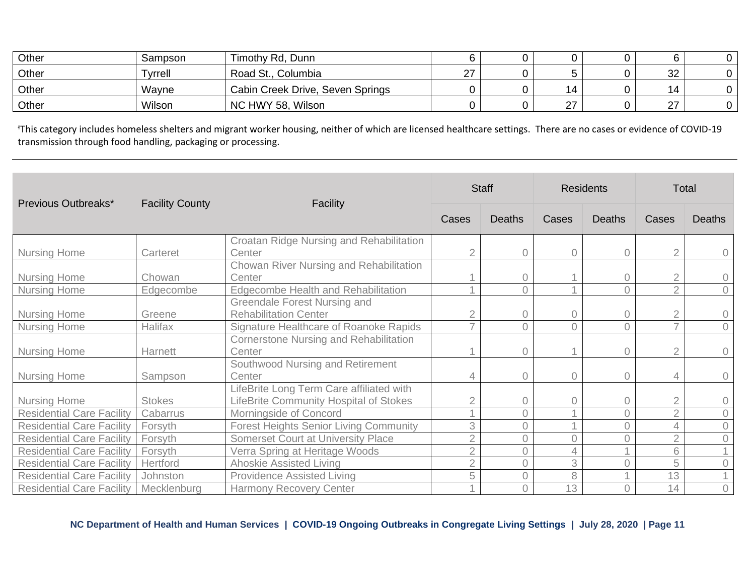| Other | Sampson | Timothy Rd, Dunn | 6 | 0 | 0 | 0 | 6 | 0 |
|---|---|---|---|---|---|---|---|---|
| Other | Tyrrell | Road St., Columbia | 27 | 0 | 5 | 0 | 32 | 0 |
| Other | Wayne | Cabin Creek Drive, Seven Springs | 0 | 0 | 14 | 0 | 14 | 0 |
| Other | Wilson | NC HWY 58, Wilson | 0 | 0 | 27 | 0 | 27 | 0 |

ⱡThis category includes homeless shelters and migrant worker housing, neither of which are licensed healthcare settings. There are no cases or evidence of COVID-19 transmission through food handling, packaging or processing.

| Previous Outbreaks* | Facility County | Facility | Staff | | Residents | | Total | |
|---|---|---|---|---|---|---|---|---|
| | | | Cases | Deaths | Cases | Deaths | Cases | Deaths |
| Nursing Home | Carteret | Croatan Ridge Nursing and Rehabilitation Center | 2 | 0 | 0 | 0 | 2 | 0 |
| Nursing Home | Chowan | Chowan River Nursing and Rehabilitation Center | 1 | 0 | 1 | 0 | 2 | 0 |
| Nursing Home | Edgecombe | Edgecombe Health and Rehabilitation | 1 | 0 | 1 | 0 | 2 | 0 |
| Nursing Home | Greene | Greendale Forest Nursing and Rehabilitation Center | 2 | 0 | 0 | 0 | 2 | 0 |
| Nursing Home | Halifax | Signature Healthcare of Roanoke Rapids | 7 | 0 | 0 | 0 | 7 | 0 |
| Nursing Home | Harnett | Cornerstone Nursing and Rehabilitation Center | 1 | 0 | 1 | 0 | 2 | 0 |
| Nursing Home | Sampson | Southwood Nursing and Retirement Center | 4 | 0 | 0 | 0 | 4 | 0 |
| Nursing Home | Stokes | LifeBrite Long Term Care affiliated with LifeBrite Community Hospital of Stokes | 2 | 0 | 0 | 0 | 2 | 0 |
| Residential Care Facility | Cabarrus | Morningside of Concord | 1 | 0 | 1 | 0 | 2 | 0 |
| Residential Care Facility | Forsyth | Forest Heights Senior Living Community | 3 | 0 | 1 | 0 | 4 | 0 |
| Residential Care Facility | Forsyth | Somerset Court at University Place | 2 | 0 | 0 | 0 | 2 | 0 |
| Residential Care Facility | Forsyth | Verra Spring at Heritage Woods | 2 | 0 | 4 | 1 | 6 | 1 |
| Residential Care Facility | Hertford | Ahoskie Assisted Living | 2 | 0 | 3 | 0 | 5 | 0 |
| Residential Care Facility | Johnston | Providence Assisted Living | 5 | 0 | 8 | 1 | 13 | 1 |
| Residential Care Facility | Mecklenburg | Harmony Recovery Center | 1 | 0 | 13 | 0 | 14 | 0 |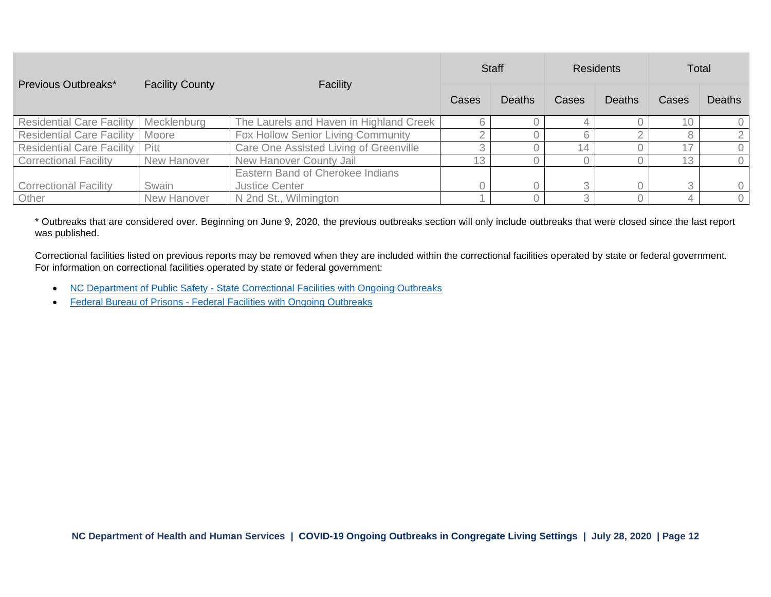| Previous Outbreaks* | Facility County | Facility | Staff | | Residents | | Total | |
|---|---|---|---|---|---|---|---|---|
| | | | Cases | Deaths | Cases | Deaths | Cases | Deaths |
| Residential Care Facility | Mecklenburg | The Laurels and Haven in Highland Creek | 6 | 0 | 4 | 0 | 10 | 0 |
| Residential Care Facility | Moore | Fox Hollow Senior Living Community | 2 | 0 | 6 | 2 | 8 | 2 |
| Residential Care Facility | Pitt | Care One Assisted Living of Greenville | 3 | 0 | 14 | 0 | 17 | 0 |
| Correctional Facility | New Hanover | New Hanover County Jail | 13 | 0 | 0 | 0 | 13 | 0 |
| Correctional Facility | Swain | Eastern Band of Cherokee Indians Justice Center | 0 | 0 | 3 | 0 | 3 | 0 |
| Other | New Hanover | N 2nd St., Wilmington | 1 | 0 | 3 | 0 | 4 | 0 |

* Outbreaks that are considered over. Beginning on June 9, 2020, the previous outbreaks section will only include outbreaks that were closed since the last report was published.

Correctional facilities listed on previous reports may be removed when they are included within the correctional facilities operated by state or federal government. For information on correctional facilities operated by state or federal government:

- NC Department of Public Safety - State Correctional Facilities with Ongoing Outbreaks
- Federal Bureau of Prisons - Federal Facilities with Ongoing Outbreaks